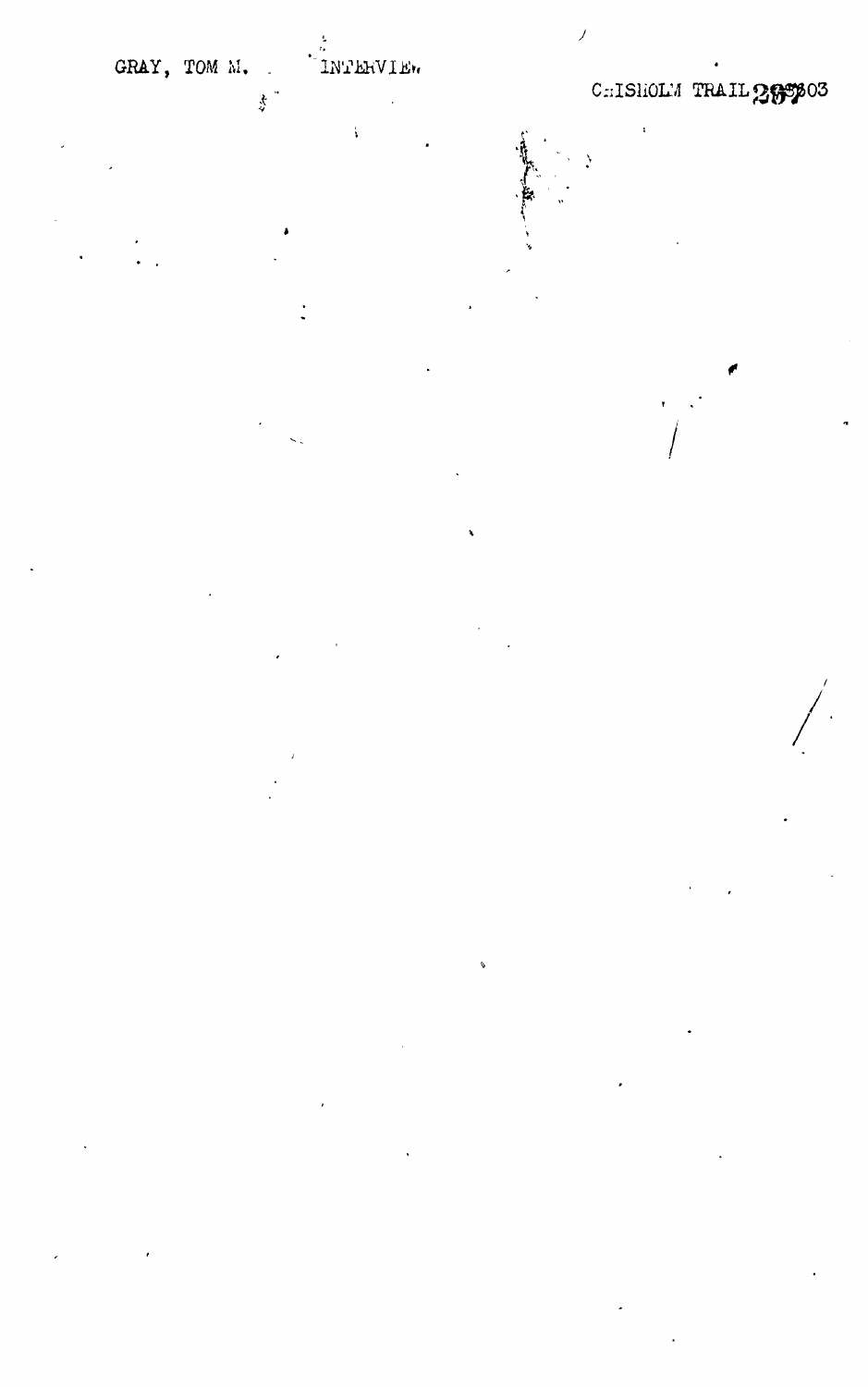GRAY, TOM M. INTERVIEW

CHISHOLM TRAIL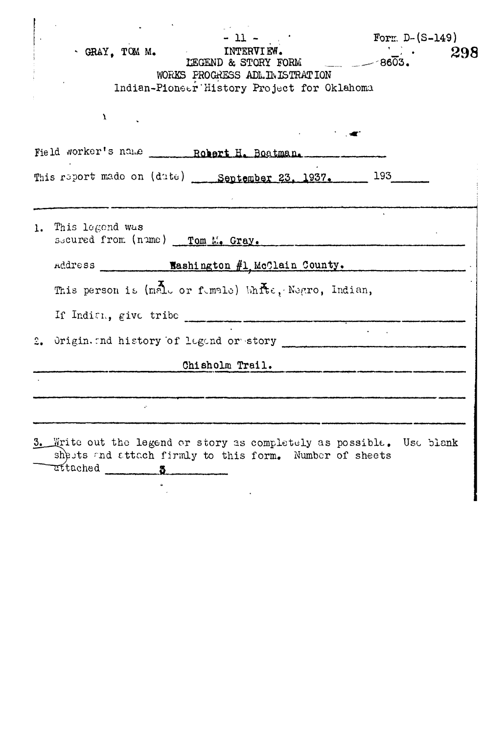GRAY, TOM M.

INTERVIEW.

Form D-(S-149)

LEGEND & STORY FORM 8603.

WORKS PROGRESS ADMINISTRATION

Indian-Pioneer History Project for Oklahoma

Field worker's name Robert H. Boatman.

This report made on (date) September 23, 1937. 193

1. This legend was secured from (name) Tom M. Gray.

Address Washington #1, McClain County.

This person is (male or female) White, Negro, Indian,

If Indian, give tribe

2. Origin and history of legend or story

Chisholm Trail.

3. Write out the legend or story as completely as possible. Use blank sheets and attach firmly to this form. Number of sheets attached 3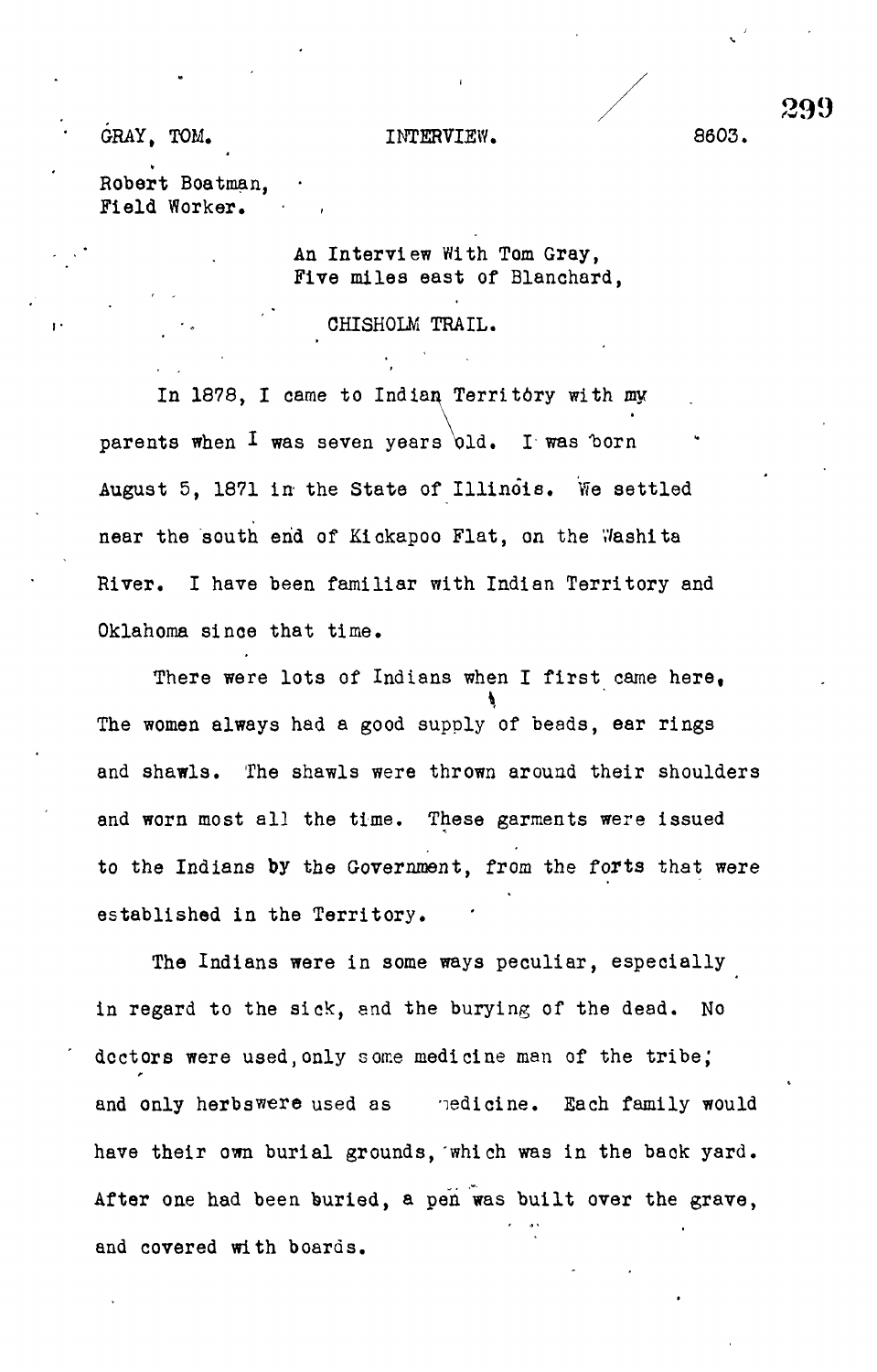GRAY, TOM. INTERVIEW. 8603.

Robert Boatman,
Field Worker.

An Interview With Tom Gray,
Five miles east of Blanchard,

CHISHOLM TRAIL.

In 1878, I came to Indian Territory with my parents when I was seven years old. I was born August 5, 1871 in the State of Illinois. We settled near the south end of Kickapoo Flat, on the Washita River. I have been familiar with Indian Territory and Oklahoma since that time.

There were lots of Indians when I first came here, The women always had a good supply of beads, ear rings and shawls. The shawls were thrown around their shoulders and worn most all the time. These garments were issued to the Indians by the Government, from the forts that were established in the Territory.

The Indians were in some ways peculiar, especially in regard to the sick, and the burying of the dead. No doctors were used, only some medicine man of the tribe; and only herbs were used as medicine. Each family would have their own burial grounds, which was in the back yard. After one had been buried, a pen was built over the grave, and covered with boards.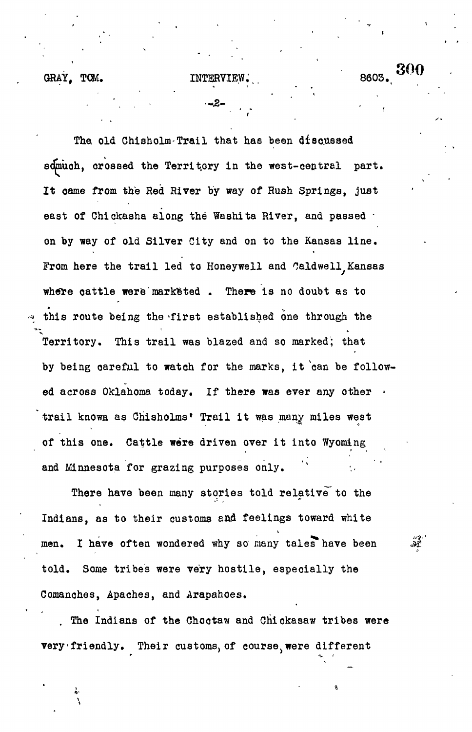The old Chisholm Trail that has been discussed so much, crossed the Territory in the west-central part. It came from the Red River by way of Rush Springs, just east of Chickasha along the Washita River, and passed on by way of old Silver City and on to the Kansas line. From here the trail led to Honeywell and Caldwell, Kansas where cattle were marketed. There is no doubt as to this route being the first established one through the Territory. This trail was blazed and so marked, that by being careful to watch for the marks, it can be followed across Oklahoma today. If there was ever any other trail known as Chisholms' Trail it was many miles west of this one. Cattle were driven over it into Wyoming and Minnesota for grazing purposes only.

There have been many stories told relative to the Indians, as to their customs and feelings toward white men. I have often wondered why so many tales have been told. Some tribes were very hostile, especially the Comanches, Apaches, and Arapahoes.

The Indians of the Choctaw and Chickasaw tribes were very friendly. Their customs, of course, were different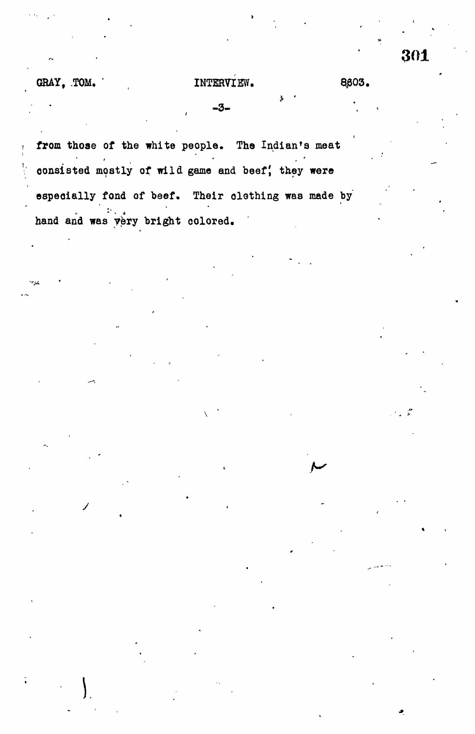from those of the white people. The Indian's meat consisted mostly of wild game and beef, they were especially fond of beef. Their clothing was made by hand and was very bright colored.